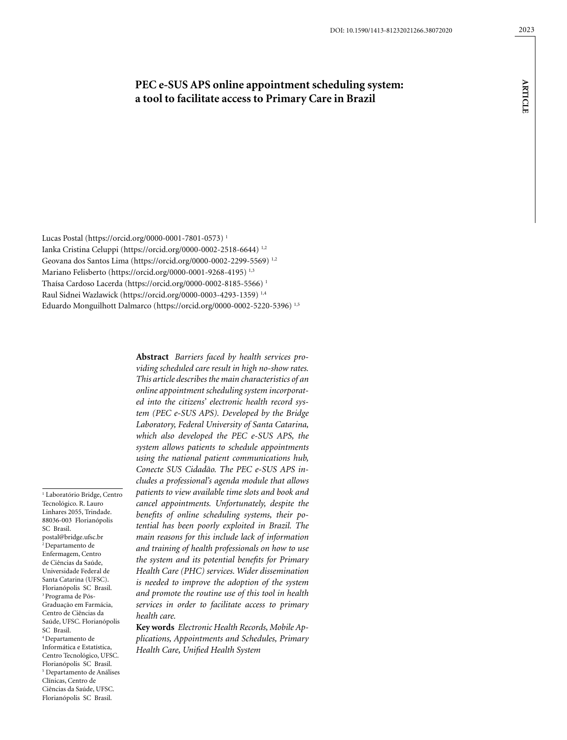# PEC e-SUS APS online appointment scheduling system: a tool to facilitate access to Primary Care in Brazil

Lucas Postal (https://orcid.org/0000-0001-7801-0573) [1]
Ianka Cristina Celuppi (https://orcid.org/0000-0002-2518-6644) [1,2]
Geovana dos Santos Lima (https://orcid.org/0000-0002-2299-5569) [1,2]
Mariano Felisberto (https://orcid.org/0000-0001-9268-4195) [1,3]
Thaísa Cardoso Lacerda (https://orcid.org/0000-0002-8185-5566) [1]
Raul Sidnei Wazlawick (https://orcid.org/0000-0003-4293-1359) [1,4]
Eduardo Monguilhott Dalmarco (https://orcid.org/0000-0002-5220-5396) [1,5]

**Abstract** *Barriers faced by health services providing scheduled care result in high no-show rates. This article describes the main characteristics of an online appointment scheduling system incorporated into the citizens' electronic health record system (PEC e-SUS APS). Developed by the Bridge Laboratory, Federal University of Santa Catarina, which also developed the PEC e-SUS APS, the system allows patients to schedule appointments using the national patient communications hub, Conecte SUS Cidadão. The PEC e-SUS APS includes a professional's agenda module that allows patients to view available time slots and book and cancel appointments. Unfortunately, despite the benefits of online scheduling systems, their potential has been poorly exploited in Brazil. The main reasons for this include lack of information and training of health professionals on how to use the system and its potential benefits for Primary Health Care (PHC) services. Wider dissemination is needed to improve the adoption of the system and promote the routine use of this tool in health services in order to facilitate access to primary health care.*

**Key words** *Electronic Health Records, Mobile Applications, Appointments and Schedules, Primary Health Care, Unified Health System*

[1] Laboratório Bridge, Centro Tecnológico. R. Lauro Linhares 2055, Trindade. 88036-003 Florianópolis SC Brasil. postal@bridge.ufsc.br
[2] Departamento de Enfermagem, Centro de Ciências da Saúde, Universidade Federal de Santa Catarina (UFSC). Florianópolis SC Brasil.
[3] Programa de Pós-Graduação em Farmácia, Centro de Ciências da Saúde, UFSC. Florianópolis SC Brasil.
[4] Departamento de Informática e Estatística, Centro Tecnológico, UFSC. Florianópolis SC Brasil.
[5] Departamento de Análises Clínicas, Centro de Ciências da Saúde, UFSC. Florianópolis SC Brasil.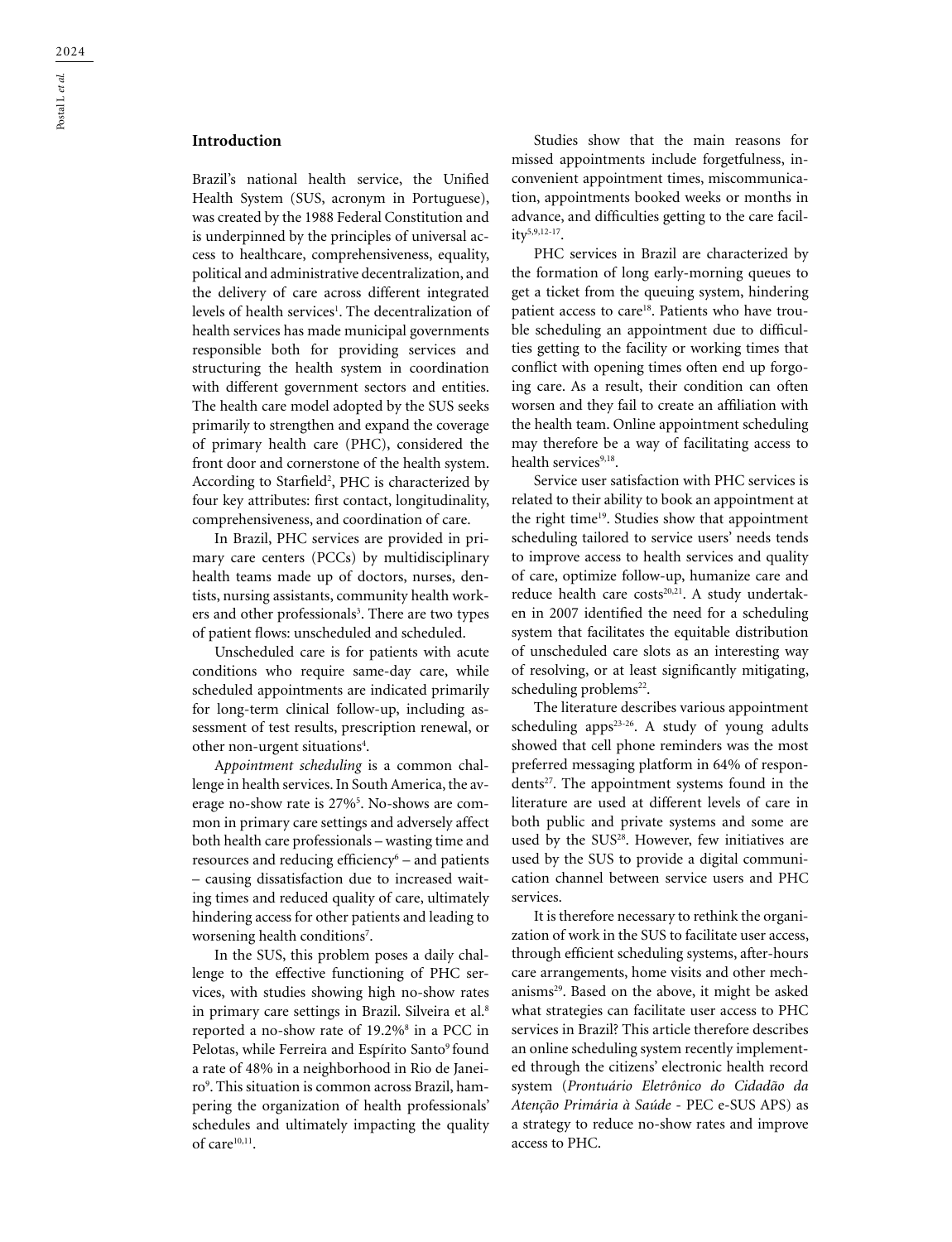## Introduction

Brazil's national health service, the Unified Health System (SUS, acronym in Portuguese), was created by the 1988 Federal Constitution and is underpinned by the principles of universal access to healthcare, comprehensiveness, equality, political and administrative decentralization, and the delivery of care across different integrated levels of health services[1]. The decentralization of health services has made municipal governments responsible both for providing services and structuring the health system in coordination with different government sectors and entities. The health care model adopted by the SUS seeks primarily to strengthen and expand the coverage of primary health care (PHC), considered the front door and cornerstone of the health system. According to Starfield[2], PHC is characterized by four key attributes: first contact, longitudinality, comprehensiveness, and coordination of care.

In Brazil, PHC services are provided in primary care centers (PCCs) by multidisciplinary health teams made up of doctors, nurses, dentists, nursing assistants, community health workers and other professionals[3]. There are two types of patient flows: unscheduled and scheduled.

Unscheduled care is for patients with acute conditions who require same-day care, while scheduled appointments are indicated primarily for long-term clinical follow-up, including assessment of test results, prescription renewal, or other non-urgent situations[4].

A*ppointment scheduling* is a common challenge in health services. In South America, the average no-show rate is 27%[5]. No-shows are common in primary care settings and adversely affect both health care professionals – wasting time and resources and reducing efficiency[6] – and patients – causing dissatisfaction due to increased waiting times and reduced quality of care, ultimately hindering access for other patients and leading to worsening health conditions[7].

In the SUS, this problem poses a daily challenge to the effective functioning of PHC services, with studies showing high no-show rates in primary care settings in Brazil. Silveira et al.[8] reported a no-show rate of 19.2%[8] in a PCC in Pelotas, while Ferreira and Espírito Santo[9] found a rate of 48% in a neighborhood in Rio de Janeiro[9]. This situation is common across Brazil, hampering the organization of health professionals' schedules and ultimately impacting the quality of care[10,11].

Studies show that the main reasons for missed appointments include forgetfulness, inconvenient appointment times, miscommunication, appointments booked weeks or months in advance, and difficulties getting to the care facility[5,9,12-17].

PHC services in Brazil are characterized by the formation of long early-morning queues to get a ticket from the queuing system, hindering patient access to care[18]. Patients who have trouble scheduling an appointment due to difficulties getting to the facility or working times that conflict with opening times often end up forgoing care. As a result, their condition can often worsen and they fail to create an affiliation with the health team. Online appointment scheduling may therefore be a way of facilitating access to health services[9,18].

Service user satisfaction with PHC services is related to their ability to book an appointment at the right time[19]. Studies show that appointment scheduling tailored to service users' needs tends to improve access to health services and quality of care, optimize follow-up, humanize care and reduce health care costs[20,21]. A study undertaken in 2007 identified the need for a scheduling system that facilitates the equitable distribution of unscheduled care slots as an interesting way of resolving, or at least significantly mitigating, scheduling problems[22].

The literature describes various appointment scheduling apps[23-26]. A study of young adults showed that cell phone reminders was the most preferred messaging platform in 64% of respondents[27]. The appointment systems found in the literature are used at different levels of care in both public and private systems and some are used by the SUS[28]. However, few initiatives are used by the SUS to provide a digital communication channel between service users and PHC services.

It is therefore necessary to rethink the organization of work in the SUS to facilitate user access, through efficient scheduling systems, after-hours care arrangements, home visits and other mechanisms[29]. Based on the above, it might be asked what strategies can facilitate user access to PHC services in Brazil? This article therefore describes an online scheduling system recently implemented through the citizens' electronic health record system (*Prontuário Eletrônico do Cidadão da Atenção Primária à Saúde* - PEC e-SUS APS) as a strategy to reduce no-show rates and improve access to PHC.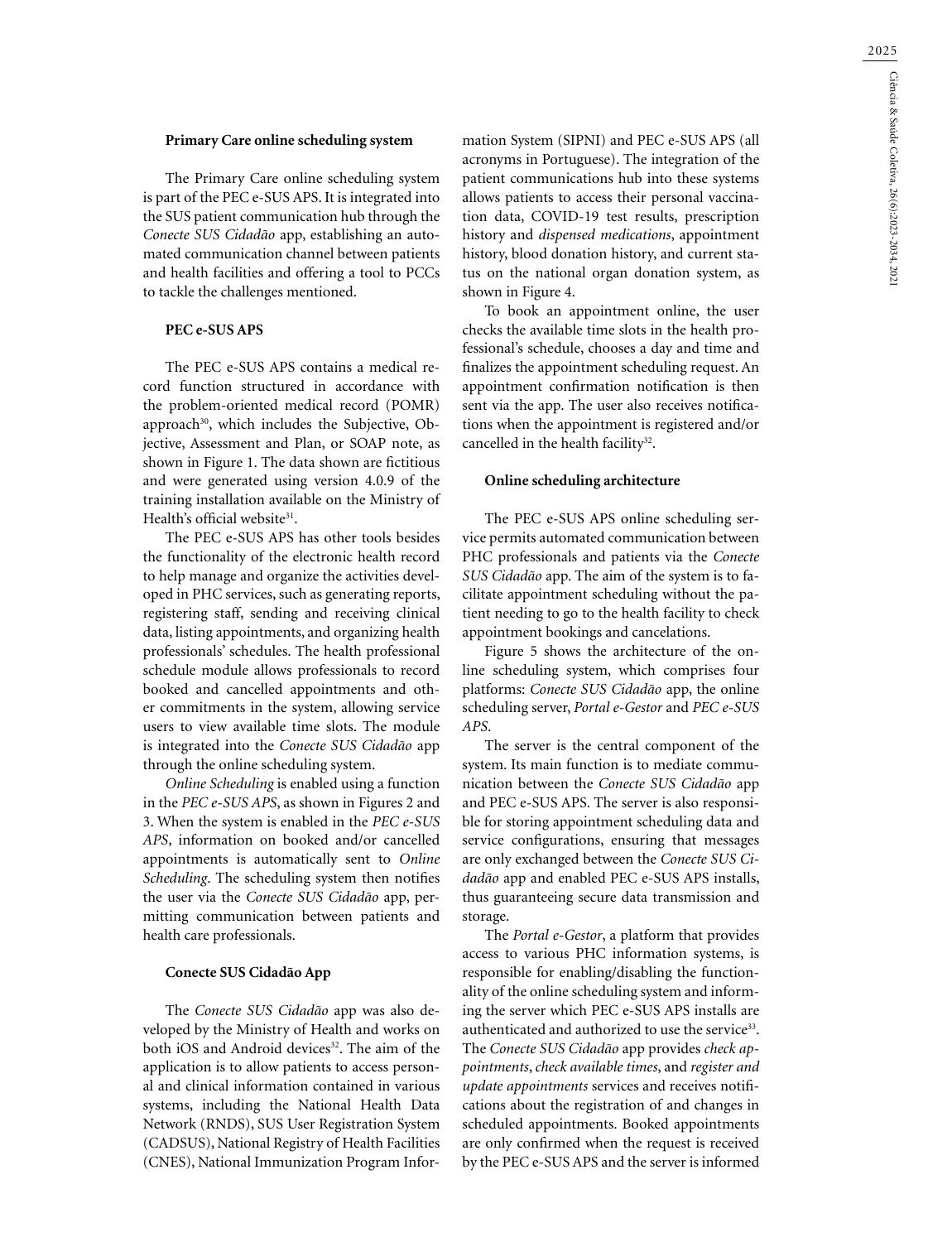### Primary Care online scheduling system

The Primary Care online scheduling system is part of the PEC e-SUS APS. It is integrated into the SUS patient communication hub through the *Conecte SUS Cidadão* app, establishing an automated communication channel between patients and health facilities and offering a tool to PCCs to tackle the challenges mentioned.

### PEC e-SUS APS

The PEC e-SUS APS contains a medical record function structured in accordance with the problem-oriented medical record (POMR) approach[30], which includes the Subjective, Objective, Assessment and Plan, or SOAP note, as shown in Figure 1. The data shown are fictitious and were generated using version 4.0.9 of the training installation available on the Ministry of Health's official website[31].

The PEC e-SUS APS has other tools besides the functionality of the electronic health record to help manage and organize the activities developed in PHC services, such as generating reports, registering staff, sending and receiving clinical data, listing appointments, and organizing health professionals' schedules. The health professional schedule module allows professionals to record booked and cancelled appointments and other commitments in the system, allowing service users to view available time slots. The module is integrated into the *Conecte SUS Cidadão* app through the online scheduling system.

*Online Scheduling* is enabled using a function in the *PEC e-SUS APS*, as shown in Figures 2 and 3. When the system is enabled in the *PEC e-SUS APS*, information on booked and/or cancelled appointments is automatically sent to *Online Scheduling*. The scheduling system then notifies the user via the *Conecte SUS Cidadão* app, permitting communication between patients and health care professionals.

### Conecte SUS Cidadão App

The *Conecte SUS Cidadão* app was also developed by the Ministry of Health and works on both iOS and Android devices[32]. The aim of the application is to allow patients to access personal and clinical information contained in various systems, including the National Health Data Network (RNDS), SUS User Registration System (CADSUS), National Registry of Health Facilities (CNES), National Immunization Program Information System (SIPNI) and PEC e-SUS APS (all acronyms in Portuguese). The integration of the patient communications hub into these systems allows patients to access their personal vaccination data, COVID-19 test results, prescription history and *dispensed medications*, appointment history, blood donation history, and current status on the national organ donation system, as shown in Figure 4.

To book an appointment online, the user checks the available time slots in the health professional's schedule, chooses a day and time and finalizes the appointment scheduling request. An appointment confirmation notification is then sent via the app. The user also receives notifications when the appointment is registered and/or cancelled in the health facility[32].

### Online scheduling architecture

The PEC e-SUS APS online scheduling service permits automated communication between PHC professionals and patients via the *Conecte SUS Cidadão* app. The aim of the system is to facilitate appointment scheduling without the patient needing to go to the health facility to check appointment bookings and cancelations.

Figure 5 shows the architecture of the online scheduling system, which comprises four platforms: *Conecte SUS Cidadão* app, the online scheduling server, *Portal e-Gestor* and *PEC e-SUS APS*.

The server is the central component of the system. Its main function is to mediate communication between the *Conecte SUS Cidadão* app and PEC e-SUS APS. The server is also responsible for storing appointment scheduling data and service configurations, ensuring that messages are only exchanged between the *Conecte SUS Cidadão* app and enabled PEC e-SUS APS installs, thus guaranteeing secure data transmission and storage.

The *Portal e-Gestor*, a platform that provides access to various PHC information systems, is responsible for enabling/disabling the functionality of the online scheduling system and informing the server which PEC e-SUS APS installs are authenticated and authorized to use the service[33]. The *Conecte SUS Cidadão* app provides *check appointments*, *check available times*, and *register and update appointments* services and receives notifications about the registration of and changes in scheduled appointments. Booked appointments are only confirmed when the request is received by the PEC e-SUS APS and the server is informed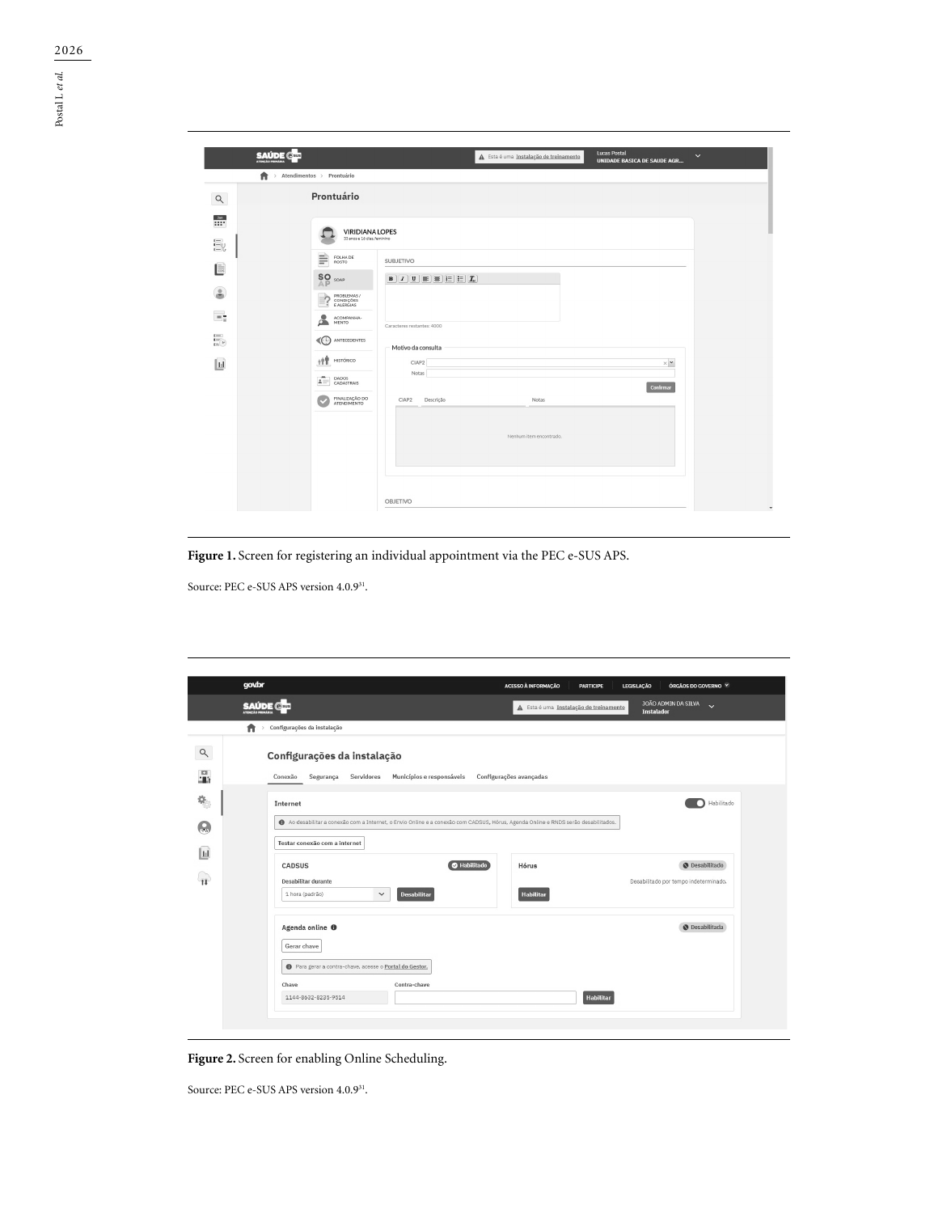Figure 1. Screen for registering an individual appointment via the PEC e-SUS APS.

Source: PEC e-SUS APS version 4.0.9[31].

Figure 2. Screen for enabling Online Scheduling.

Source: PEC e-SUS APS version 4.0.9[31].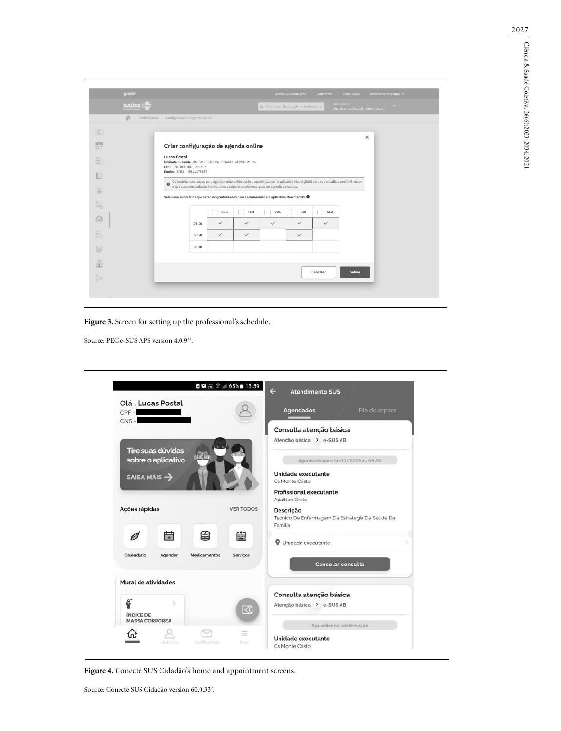**Figure 3.** Screen for setting up the professional's schedule.

Source: PEC e-SUS APS version 4.0.9[31].

**Figure 4.** Conecte SUS Cidadão's home and appointment screens.

Source: Conecte SUS Cidadão version 60.0.33[2].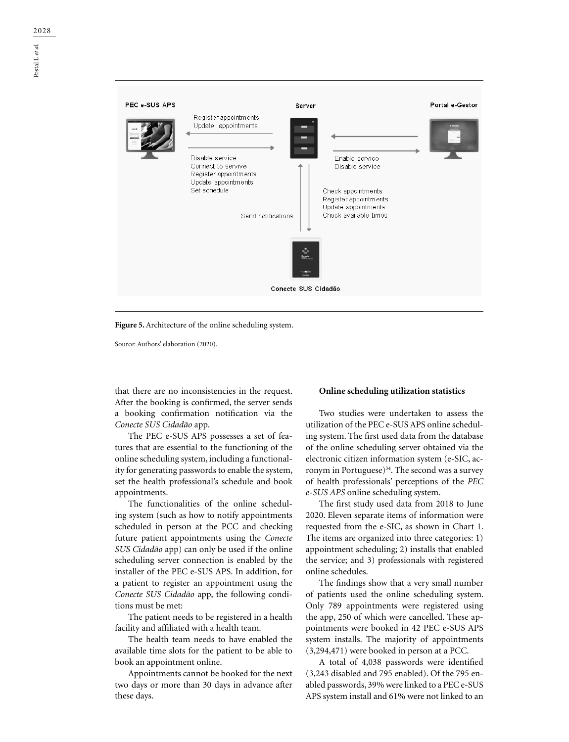**Figure 5.** Architecture of the online scheduling system.

Source: Authors' elaboration (2020).

that there are no inconsistencies in the request. After the booking is confirmed, the server sends a booking confirmation notification via the *Conecte SUS Cidadão* app.

The PEC e-SUS APS possesses a set of features that are essential to the functioning of the online scheduling system, including a functionality for generating passwords to enable the system, set the health professional's schedule and book appointments.

The functionalities of the online scheduling system (such as how to notify appointments scheduled in person at the PCC and checking future patient appointments using the *Conecte SUS Cidadão* app) can only be used if the online scheduling server connection is enabled by the installer of the PEC e-SUS APS. In addition, for a patient to register an appointment using the *Conecte SUS Cidadão* app, the following conditions must be met:

The patient needs to be registered in a health facility and affiliated with a health team.

The health team needs to have enabled the available time slots for the patient to be able to book an appointment online.

Appointments cannot be booked for the next two days or more than 30 days in advance after these days.

**Online scheduling utilization statistics**

Two studies were undertaken to assess the utilization of the PEC e-SUS APS online scheduling system. The first used data from the database of the online scheduling server obtained via the electronic citizen information system (e-SIC, acronym in Portuguese)[34]. The second was a survey of health professionals' perceptions of the *PEC e-SUS APS* online scheduling system.

The first study used data from 2018 to June 2020. Eleven separate items of information were requested from the e-SIC, as shown in Chart 1. The items are organized into three categories: 1) appointment scheduling; 2) installs that enabled the service; and 3) professionals with registered online schedules.

The findings show that a very small number of patients used the online scheduling system. Only 789 appointments were registered using the app, 250 of which were cancelled. These appointments were booked in 42 PEC e-SUS APS system installs. The majority of appointments (3,294,471) were booked in person at a PCC.

A total of 4,038 passwords were identified (3,243 disabled and 795 enabled). Of the 795 enabled passwords, 39% were linked to a PEC e-SUS APS system install and 61% were not linked to an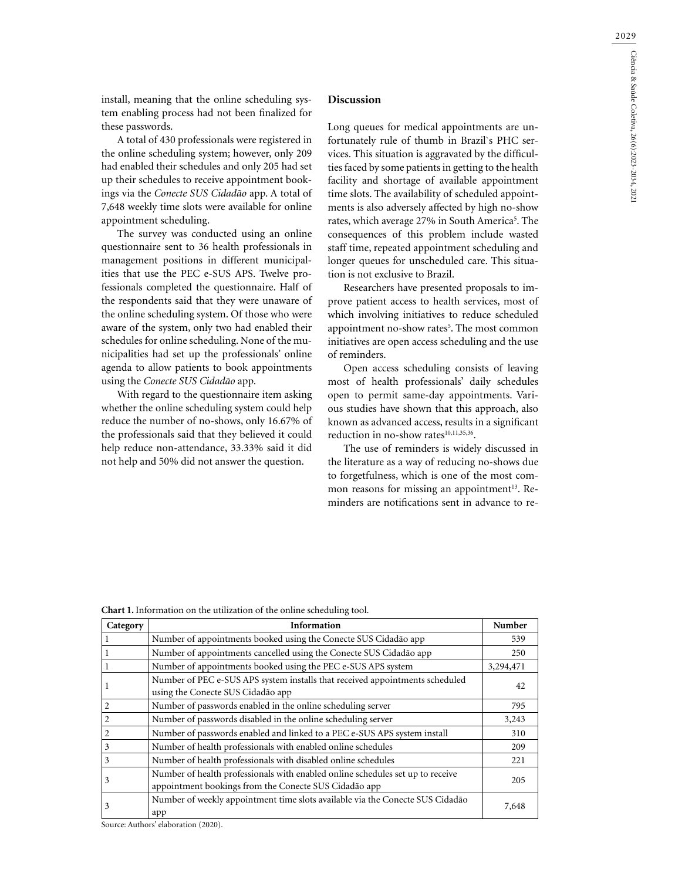install, meaning that the online scheduling system enabling process had not been finalized for these passwords.

A total of 430 professionals were registered in the online scheduling system; however, only 209 had enabled their schedules and only 205 had set up their schedules to receive appointment bookings via the *Conecte SUS Cidadão* app. A total of 7,648 weekly time slots were available for online appointment scheduling.

The survey was conducted using an online questionnaire sent to 36 health professionals in management positions in different municipalities that use the PEC e-SUS APS. Twelve professionals completed the questionnaire. Half of the respondents said that they were unaware of the online scheduling system. Of those who were aware of the system, only two had enabled their schedules for online scheduling. None of the municipalities had set up the professionals' online agenda to allow patients to book appointments using the *Conecte SUS Cidadão* app.

With regard to the questionnaire item asking whether the online scheduling system could help reduce the number of no-shows, only 16.67% of the professionals said that they believed it could help reduce non-attendance, 33.33% said it did not help and 50% did not answer the question.

## Discussion

Long queues for medical appointments are unfortunately rule of thumb in Brazil`s PHC services. This situation is aggravated by the difficulties faced by some patients in getting to the health facility and shortage of available appointment time slots. The availability of scheduled appointments is also adversely affected by high no-show rates, which average 27% in South America[5]. The consequences of this problem include wasted staff time, repeated appointment scheduling and longer queues for unscheduled care. This situation is not exclusive to Brazil.

Researchers have presented proposals to improve patient access to health services, most of which involving initiatives to reduce scheduled appointment no-show rates[5]. The most common initiatives are open access scheduling and the use of reminders.

Open access scheduling consists of leaving most of health professionals' daily schedules open to permit same-day appointments. Various studies have shown that this approach, also known as advanced access, results in a significant reduction in no-show rates[10,11,35,36].

The use of reminders is widely discussed in the literature as a way of reducing no-shows due to forgetfulness, which is one of the most common reasons for missing an appointment[13]. Reminders are notifications sent in advance to re-

**Chart 1.** Information on the utilization of the online scheduling tool.

| Category | Information | Number |
|---|---|---|
| 1 | Number of appointments booked using the Conecte SUS Cidadão app | 539 |
| 1 | Number of appointments cancelled using the Conecte SUS Cidadão app | 250 |
| 1 | Number of appointments booked using the PEC e-SUS APS system | 3,294,471 |
| 1 | Number of PEC e-SUS APS system installs that received appointments scheduled using the Conecte SUS Cidadão app | 42 |
| 2 | Number of passwords enabled in the online scheduling server | 795 |
| 2 | Number of passwords disabled in the online scheduling server | 3,243 |
| 2 | Number of passwords enabled and linked to a PEC e-SUS APS system install | 310 |
| 3 | Number of health professionals with enabled online schedules | 209 |
| 3 | Number of health professionals with disabled online schedules | 221 |
| 3 | Number of health professionals with enabled online schedules set up to receive appointment bookings from the Conecte SUS Cidadão app | 205 |
| 3 | Number of weekly appointment time slots available via the Conecte SUS Cidadão app | 7,648 |

Source: Authors' elaboration (2020).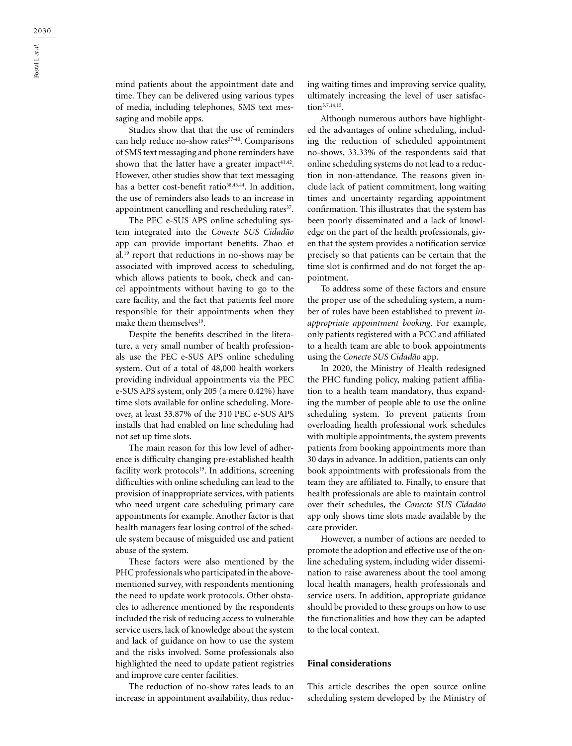mind patients about the appointment date and time. They can be delivered using various types of media, including telephones, SMS text messaging and mobile apps.

Studies show that that the use of reminders can help reduce no-show rates[37-40]. Comparisons of SMS text messaging and phone reminders have shown that the latter have a greater impact[41,42]. However, other studies show that text messaging has a better cost-benefit ratio[38,43,44]. In addition, the use of reminders also leads to an increase in appointment cancelling and rescheduling rates[37].

The PEC e-SUS APS online scheduling system integrated into the *Conecte SUS Cidadão* app can provide important benefits. Zhao et al.[19] report that reductions in no-shows may be associated with improved access to scheduling, which allows patients to book, check and cancel appointments without having to go to the care facility, and the fact that patients feel more responsible for their appointments when they make them themselves[19].

Despite the benefits described in the literature, a very small number of health professionals use the PEC e-SUS APS online scheduling system. Out of a total of 48,000 health workers providing individual appointments via the PEC e-SUS APS system, only 205 (a mere 0.42%) have time slots available for online scheduling. Moreover, at least 33.87% of the 310 PEC e-SUS APS installs that had enabled on line scheduling had not set up time slots.

The main reason for this low level of adherence is difficulty changing pre-established health facility work protocols[19]. In additions, screening difficulties with online scheduling can lead to the provision of inappropriate services, with patients who need urgent care scheduling primary care appointments for example. Another factor is that health managers fear losing control of the schedule system because of misguided use and patient abuse of the system.

These factors were also mentioned by the PHC professionals who participated in the above-mentioned survey, with respondents mentioning the need to update work protocols. Other obstacles to adherence mentioned by the respondents included the risk of reducing access to vulnerable service users, lack of knowledge about the system and lack of guidance on how to use the system and the risks involved. Some professionals also highlighted the need to update patient registries and improve care center facilities.

The reduction of no-show rates leads to an increase in appointment availability, thus reducing waiting times and improving service quality, ultimately increasing the level of user satisfaction[5,7,14,15].

Although numerous authors have highlighted the advantages of online scheduling, including the reduction of scheduled appointment no-shows, 33.33% of the respondents said that online scheduling systems do not lead to a reduction in non-attendance. The reasons given include lack of patient commitment, long waiting times and uncertainty regarding appointment confirmation. This illustrates that the system has been poorly disseminated and a lack of knowledge on the part of the health professionals, given that the system provides a notification service precisely so that patients can be certain that the time slot is confirmed and do not forget the appointment.

To address some of these factors and ensure the proper use of the scheduling system, a number of rules have been established to prevent *inappropriate appointment booking*. For example, only patients registered with a PCC and affiliated to a health team are able to book appointments using the *Conecte SUS Cidadão* app.

In 2020, the Ministry of Health redesigned the PHC funding policy, making patient affiliation to a health team mandatory, thus expanding the number of people able to use the online scheduling system. To prevent patients from overloading health professional work schedules with multiple appointments, the system prevents patients from booking appointments more than 30 days in advance. In addition, patients can only book appointments with professionals from the team they are affiliated to. Finally, to ensure that health professionals are able to maintain control over their schedules, the *Conecte SUS Cidadão* app only shows time slots made available by the care provider.

However, a number of actions are needed to promote the adoption and effective use of the online scheduling system, including wider dissemination to raise awareness about the tool among local health managers, health professionals and service users. In addition, appropriate guidance should be provided to these groups on how to use the functionalities and how they can be adapted to the local context.

## Final considerations

This article describes the open source online scheduling system developed by the Ministry of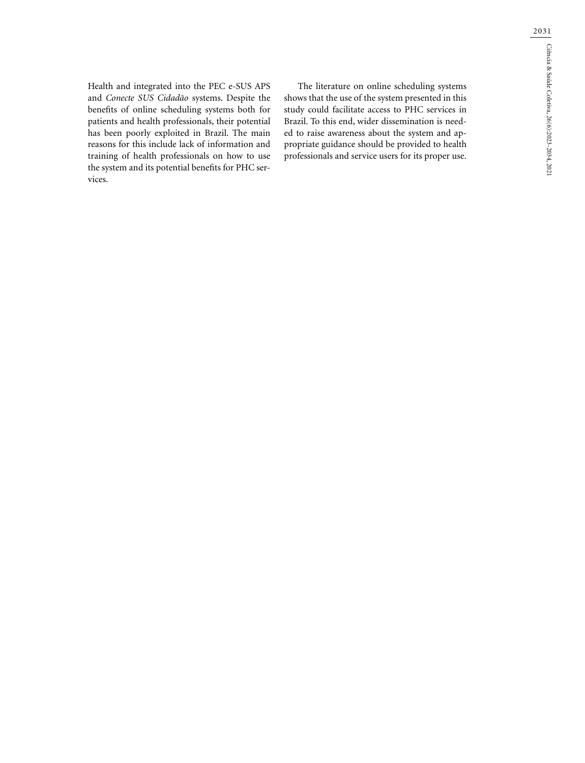Health and integrated into the PEC e-SUS APS and *Conecte SUS Cidadão* systems. Despite the benefits of online scheduling systems both for patients and health professionals, their potential has been poorly exploited in Brazil. The main reasons for this include lack of information and training of health professionals on how to use the system and its potential benefits for PHC services.

The literature on online scheduling systems shows that the use of the system presented in this study could facilitate access to PHC services in Brazil. To this end, wider dissemination is needed to raise awareness about the system and appropriate guidance should be provided to health professionals and service users for its proper use.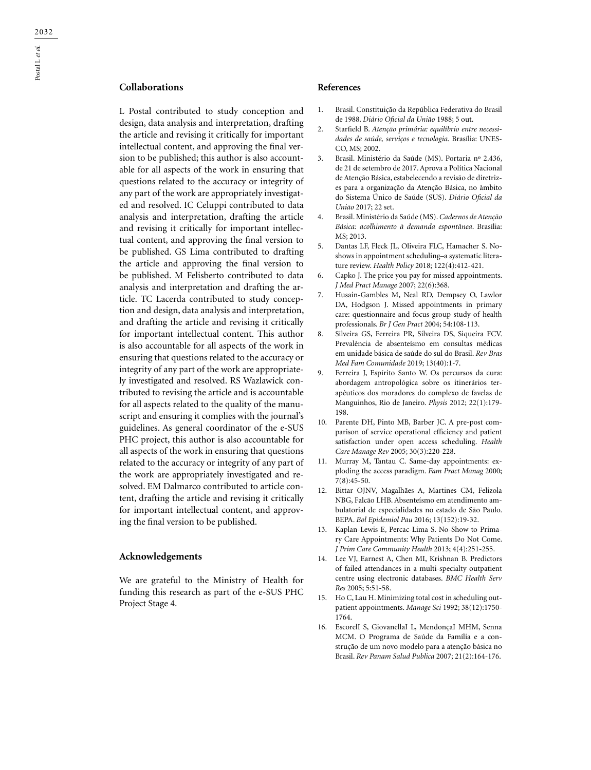## Collaborations

L Postal contributed to study conception and design, data analysis and interpretation, drafting the article and revising it critically for important intellectual content, and approving the final version to be published; this author is also accountable for all aspects of the work in ensuring that questions related to the accuracy or integrity of any part of the work are appropriately investigated and resolved. IC Celuppi contributed to data analysis and interpretation, drafting the article and revising it critically for important intellectual content, and approving the final version to be published. GS Lima contributed to drafting the article and approving the final version to be published. M Felisberto contributed to data analysis and interpretation and drafting the article. TC Lacerda contributed to study conception and design, data analysis and interpretation, and drafting the article and revising it critically for important intellectual content. This author is also accountable for all aspects of the work in ensuring that questions related to the accuracy or integrity of any part of the work are appropriately investigated and resolved. RS Wazlawick contributed to revising the article and is accountable for all aspects related to the quality of the manuscript and ensuring it complies with the journal's guidelines. As general coordinator of the e-SUS PHC project, this author is also accountable for all aspects of the work in ensuring that questions related to the accuracy or integrity of any part of the work are appropriately investigated and resolved. EM Dalmarco contributed to article content, drafting the article and revising it critically for important intellectual content, and approving the final version to be published.

## Acknowledgements

We are grateful to the Ministry of Health for funding this research as part of the e-SUS PHC Project Stage 4.

## References

1. Brasil. Constituição da República Federativa do Brasil de 1988. *Diário Oficial da União* 1988; 5 out.
2. Starfield B. *Atenção primária: equilíbrio entre necessidades de saúde, serviços e tecnologia*. Brasília: UNESCO, MS; 2002.
3. Brasil. Ministério da Saúde (MS). Portaria nº 2.436, de 21 de setembro de 2017. Aprova a Política Nacional de Atenção Básica, estabelecendo a revisão de diretrizes para a organização da Atenção Básica, no âmbito do Sistema Único de Saúde (SUS). *Diário Oficial da União* 2017; 22 set.
4. Brasil. Ministério da Saúde (MS). *Cadernos de Atenção Básica: acolhimento à demanda espontânea*. Brasília: MS; 2013.
5. Dantas LF, Fleck JL, Oliveira FLC, Hamacher S. No-shows in appointment scheduling–a systematic literature review. *Health Policy* 2018; 122(4):412-421.
6. Capko J. The price you pay for missed appointments. *J Med Pract Manage* 2007; 22(6):368.
7. Husain-Gambles M, Neal RD, Dempsey O, Lawlor DA, Hodgson J. Missed appointments in primary care: questionnaire and focus group study of health professionals. *Br J Gen Pract* 2004; 54:108-113.
8. Silveira GS, Ferreira PR, Silveira DS, Siqueira FCV. Prevalência de absenteísmo em consultas médicas em unidade básica de saúde do sul do Brasil. *Rev Bras Med Fam Comunidade* 2019; 13(40):1-7.
9. Ferreira J, Espírito Santo W. Os percursos da cura: abordagem antropológica sobre os itinerários terapêuticos dos moradores do complexo de favelas de Manguinhos, Rio de Janeiro. *Physis* 2012; 22(1):179-198.
10. Parente DH, Pinto MB, Barber JC. A pre-post comparison of service operational efficiency and patient satisfaction under open access scheduling. *Health Care Manage Rev* 2005; 30(3):220-228.
11. Murray M, Tantau C. Same-day appointments: exploding the access paradigm. *Fam Pract Manag* 2000; 7(8):45-50.
12. Bittar OJNV, Magalhães A, Martines CM, Felizola NBG, Falcão LHB. Absenteísmo em atendimento ambulatorial de especialidades no estado de São Paulo. BEPA. *Bol Epidemiol Pau* 2016; 13(152):19-32.
13. Kaplan-Lewis E, Percac-Lima S. No-Show to Primary Care Appointments: Why Patients Do Not Come. *J Prim Care Community Health* 2013; 4(4):251-255.
14. Lee VJ, Earnest A, Chen MI, Krishnan B. Predictors of failed attendances in a multi-specialty outpatient centre using electronic databases. *BMC Health Serv Res* 2005; 5:51-58.
15. Ho C, Lau H. Minimizing total cost in scheduling outpatient appointments. *Manage Sci* 1992; 38(12):1750-1764.
16. EscorelI S, GiovanellaI L, MendonçaI MHM, Senna MCM. O Programa de Saúde da Família e a construção de um novo modelo para a atenção básica no Brasil. *Rev Panam Salud Publica* 2007; 21(2):164-176.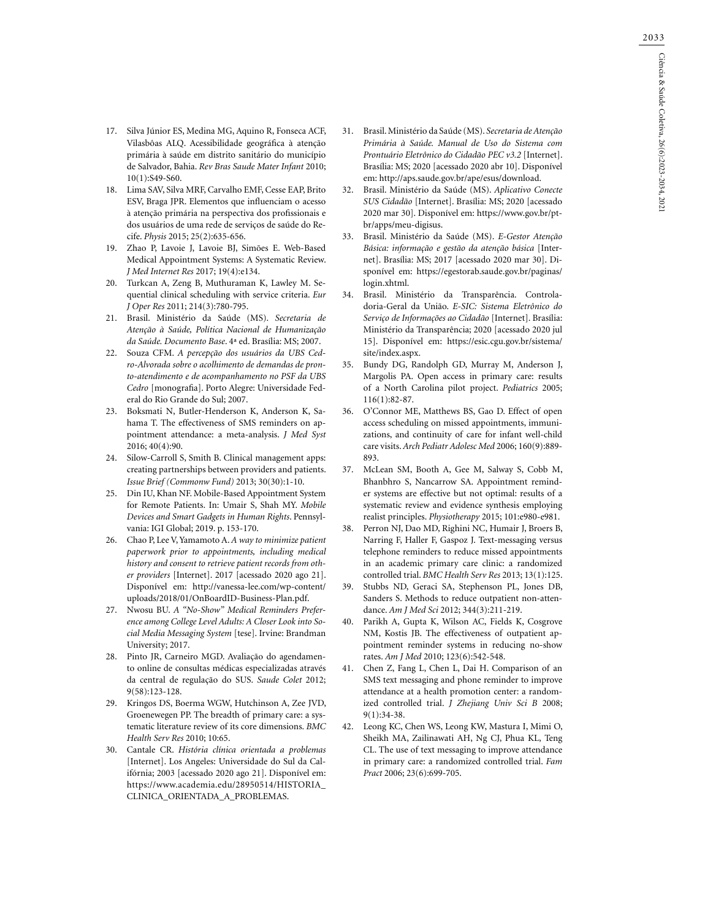17. Silva Júnior ES, Medina MG, Aquino R, Fonseca ACF, Vilasbôas ALQ. Acessibilidade geográfica à atenção primária à saúde em distrito sanitário do município de Salvador, Bahia. *Rev Bras Saude Mater Infant* 2010; 10(1):S49-S60.
18. Lima SAV, Silva MRF, Carvalho EMF, Cesse EAP, Brito ESV, Braga JPR. Elementos que influenciam o acesso à atenção primária na perspectiva dos profissionais e dos usuários de uma rede de serviços de saúde do Recife. *Physis* 2015; 25(2):635-656.
19. Zhao P, Lavoie J, Lavoie BJ, Simões E. Web-Based Medical Appointment Systems: A Systematic Review. *J Med Internet Res* 2017; 19(4):e134.
20. Turkcan A, Zeng B, Muthuraman K, Lawley M. Sequential clinical scheduling with service criteria. *Eur J Oper Res* 2011; 214(3):780-795.
21. Brasil. Ministério da Saúde (MS). *Secretaria de Atenção à Saúde, Política Nacional de Humanização da Saúde. Documento Base*. 4ª ed. Brasília: MS; 2007.
22. Souza CFM. *A percepção dos usuários da UBS Cedro-Alvorada sobre o acolhimento de demandas de pronto-atendimento e de acompanhamento no PSF da UBS Cedro* [monografia]. Porto Alegre: Universidade Federal do Rio Grande do Sul; 2007.
23. Boksmati N, Butler-Henderson K, Anderson K, Sahama T. The effectiveness of SMS reminders on appointment attendance: a meta-analysis. *J Med Syst* 2016; 40(4):90.
24. Silow-Carroll S, Smith B. Clinical management apps: creating partnerships between providers and patients. *Issue Brief (Commonw Fund)* 2013; 30(30):1-10.
25. Din IU, Khan NF. Mobile-Based Appointment System for Remote Patients. In: Umair S, Shah MY. *Mobile Devices and Smart Gadgets in Human Rights*. Pennsylvania: IGI Global; 2019. p. 153-170.
26. Chao P, Lee V, Yamamoto A. *A way to minimize patient paperwork prior to appointments, including medical history and consent to retrieve patient records from other providers* [Internet]. 2017 [acessado 2020 ago 21]. Disponível em: http://vanessa-lee.com/wp-content/uploads/2018/01/OnBoardID-Business-Plan.pdf.
27. Nwosu BU. *A "No-Show" Medical Reminders Preference among College Level Adults: A Closer Look into Social Media Messaging System* [tese]. Irvine: Brandman University; 2017.
28. Pinto JR, Carneiro MGD. Avaliação do agendamento online de consultas médicas especializadas através da central de regulação do SUS. *Saude Colet* 2012; 9(58):123-128.
29. Kringos DS, Boerma WGW, Hutchinson A, Zee JVD, Groenewegen PP. The breadth of primary care: a systematic literature review of its core dimensions. *BMC Health Serv Res* 2010; 10:65.
30. Cantale CR. *História clínica orientada a problemas* [Internet]. Los Angeles: Universidade do Sul da Califórnia; 2003 [acessado 2020 ago 21]. Disponível em: https://www.academia.edu/28950514/HISTORIA_CLINICA_ORIENTADA_A_PROBLEMAS.
31. Brasil. Ministério da Saúde (MS). *Secretaria de Atenção Primária à Saúde. Manual de Uso do Sistema com Prontuário Eletrônico do Cidadão PEC v3.2* [Internet]. Brasília: MS; 2020 [acessado 2020 abr 10]. Disponível em: http://aps.saude.gov.br/ape/esus/download.
32. Brasil. Ministério da Saúde (MS). *Aplicativo Conecte SUS Cidadão* [Internet]. Brasília: MS; 2020 [acessado 2020 mar 30]. Disponível em: https://www.gov.br/pt-br/apps/meu-digisus.
33. Brasil. Ministério da Saúde (MS). *E-Gestor Atenção Básica: informação e gestão da atenção básica* [Internet]. Brasília: MS; 2017 [acessado 2020 mar 30]. Disponível em: https://egestorab.saude.gov.br/paginas/login.xhtml.
34. Brasil. Ministério da Transparência. Controladoria-Geral da União. *E-SIC: Sistema Eletrônico do Serviço de Informações ao Cidadão* [Internet]. Brasília: Ministério da Transparência; 2020 [acessado 2020 jul 15]. Disponível em: https://esic.cgu.gov.br/sistema/site/index.aspx.
35. Bundy DG, Randolph GD, Murray M, Anderson J, Margolis PA. Open access in primary care: results of a North Carolina pilot project. *Pediatrics* 2005; 116(1):82-87.
36. O'Connor ME, Matthews BS, Gao D. Effect of open access scheduling on missed appointments, immunizations, and continuity of care for infant well-child care visits. *Arch Pediatr Adolesc Med* 2006; 160(9):889-893.
37. McLean SM, Booth A, Gee M, Salway S, Cobb M, Bhanbhro S, Nancarrow SA. Appointment reminder systems are effective but not optimal: results of a systematic review and evidence synthesis employing realist principles. *Physiotherapy* 2015; 101:e980-e981.
38. Perron NJ, Dao MD, Righini NC, Humair J, Broers B, Narring F, Haller F, Gaspoz J. Text-messaging versus telephone reminders to reduce missed appointments in an academic primary care clinic: a randomized controlled trial. *BMC Health Serv Res* 2013; 13(1):125.
39. Stubbs ND, Geraci SA, Stephenson PL, Jones DB, Sanders S. Methods to reduce outpatient non-attendance. *Am J Med Sci* 2012; 344(3):211-219.
40. Parikh A, Gupta K, Wilson AC, Fields K, Cosgrove NM, Kostis JB. The effectiveness of outpatient appointment reminder systems in reducing no-show rates. *Am J Med* 2010; 123(6):542-548.
41. Chen Z, Fang L, Chen L, Dai H. Comparison of an SMS text messaging and phone reminder to improve attendance at a health promotion center: a randomized controlled trial. *J Zhejiang Univ Sci B* 2008; 9(1):34-38.
42. Leong KC, Chen WS, Leong KW, Mastura I, Mimi O, Sheikh MA, Zailinawati AH, Ng CJ, Phua KL, Teng CL. The use of text messaging to improve attendance in primary care: a randomized controlled trial. *Fam Pract* 2006; 23(6):699-705.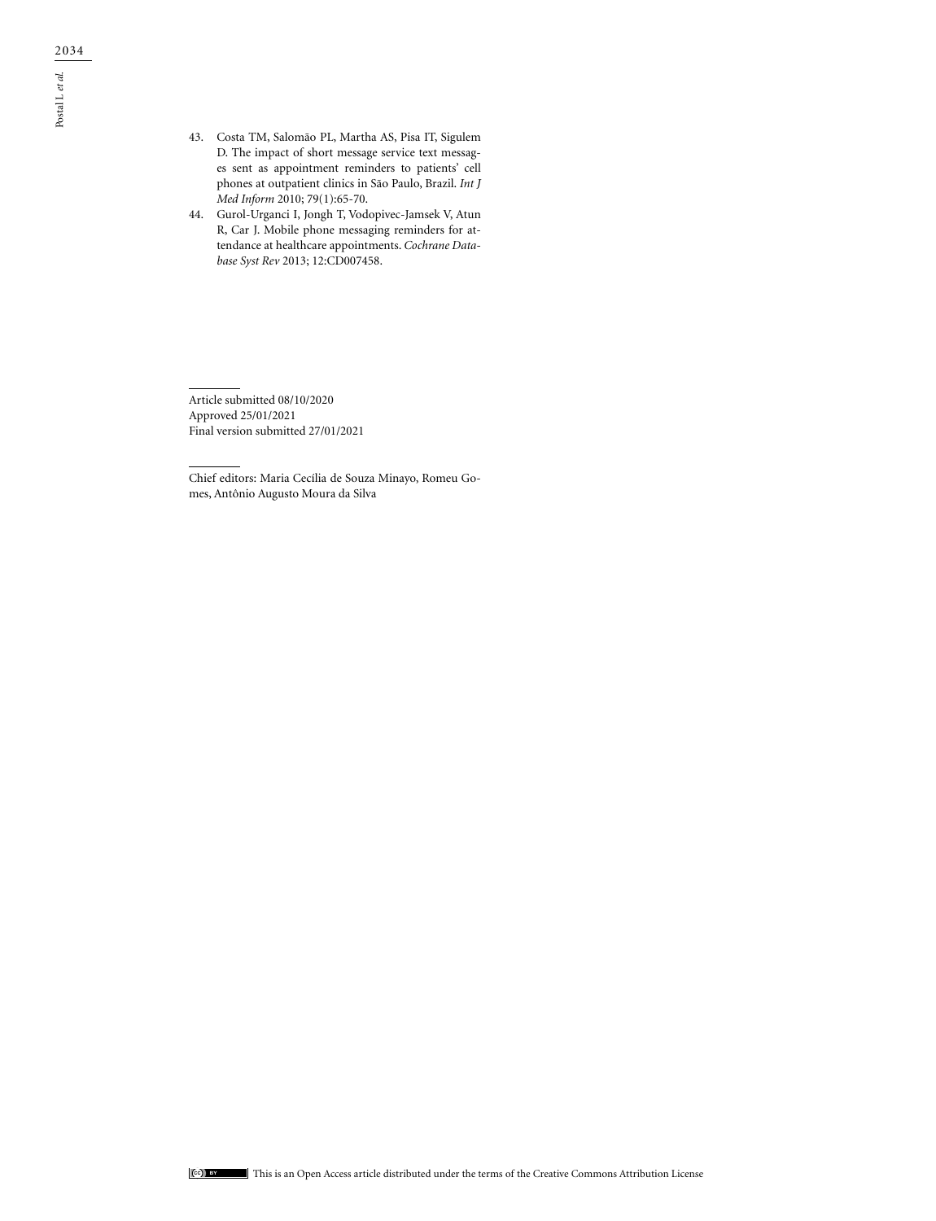43. Costa TM, Salomão PL, Martha AS, Pisa IT, Sigulem D. The impact of short message service text messages sent as appointment reminders to patients' cell phones at outpatient clinics in São Paulo, Brazil. *Int J Med Inform* 2010; 79(1):65-70.
44. Gurol-Urganci I, Jongh T, Vodopivec-Jamsek V, Atun R, Car J. Mobile phone messaging reminders for attendance at healthcare appointments. *Cochrane Database Syst Rev* 2013; 12:CD007458.

Article submitted 08/10/2020
Approved 25/01/2021
Final version submitted 27/01/2021

Chief editors: Maria Cecília de Souza Minayo, Romeu Gomes, Antônio Augusto Moura da Silva

This is an Open Access article distributed under the terms of the Creative Commons Attribution License